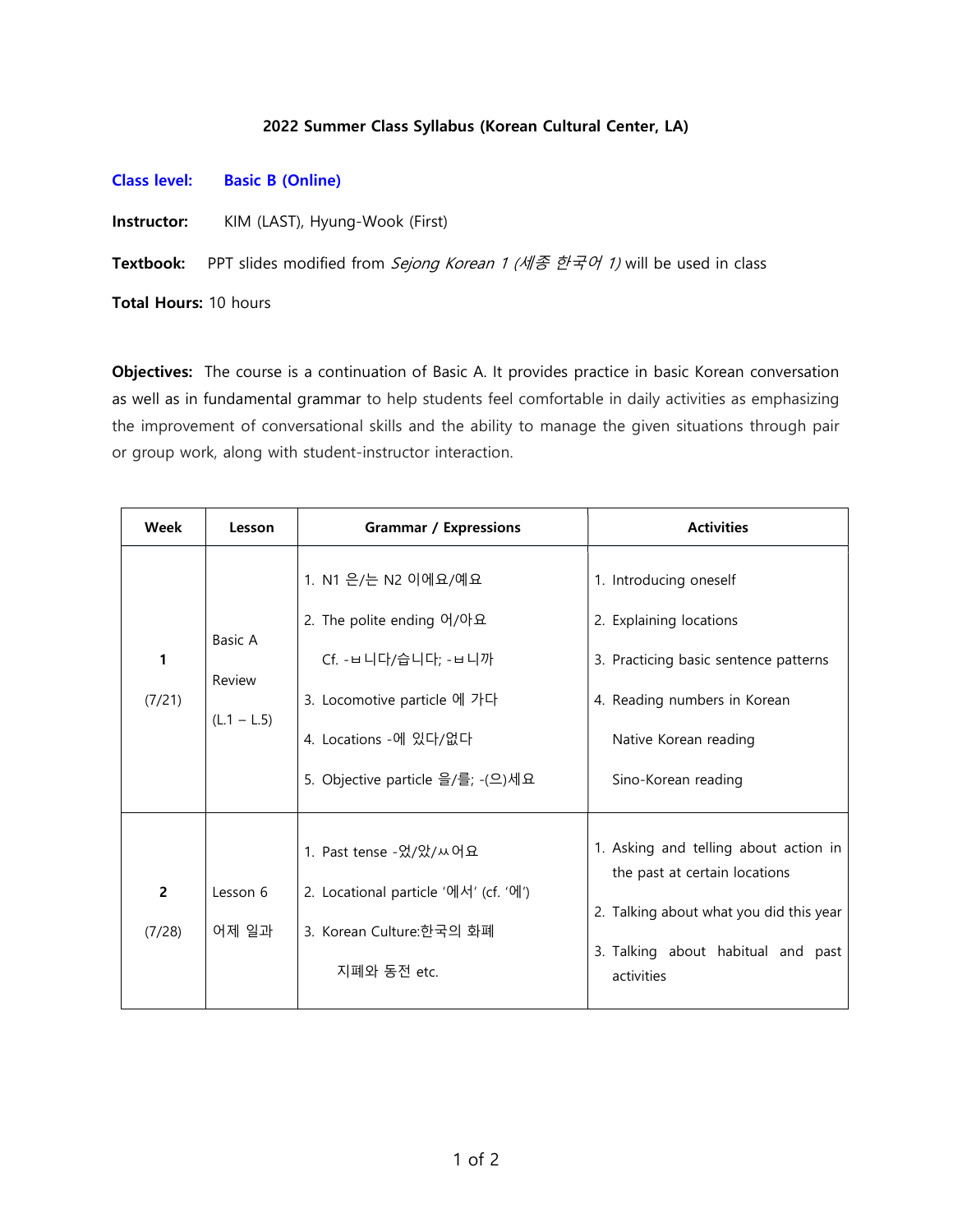**2022 Summer Class Syllabus (Korean Cultural Center, LA)**

**Class level: Basic B (Online)**

**Instructor:** KIM (LAST), Hyung-Wook (First)

**Textbook:** PPT slides modified from *Sejong Korean 1 (세종 한국어 1)* will be used in class

**Total Hours:** 10 hours

**Objectives:** The course is a continuation of Basic A. It provides practice in basic Korean conversation as well as in fundamental grammar to help students feel comfortable in daily activities as emphasizing the improvement of conversational skills and the ability to manage the given situations through pair or group work, along with student-instructor interaction.

| Week | Lesson | Grammar / Expressions | Activities |
|---|---|---|---|
| **1** (7/21) | Basic A Review (L.1 – L.5) | 1. N1 은/는 N2 이에요/예요<br>2. The polite ending 어/아요<br>Cf. -ㅂ니다/습니다; -ㅂ니까<br>3. Locomotive particle 에 가다<br>4. Locations -에 있다/없다<br>5. Objective particle 을/를; -(으)세요 | 1. Introducing oneself<br>2. Explaining locations<br>3. Practicing basic sentence patterns<br>4. Reading numbers in Korean<br>Native Korean reading<br>Sino-Korean reading |
| **2** (7/28) | Lesson 6 어제 일과 | 1. Past tense -었/았/ㅆ어요<br>2. Locational particle '에서' (cf. '에')<br>3. Korean Culture:한국의 화폐<br>지폐와 동전 etc. | 1. Asking and telling about action in the past at certain locations<br>2. Talking about what you did this year<br>3. Talking about habitual and past activities |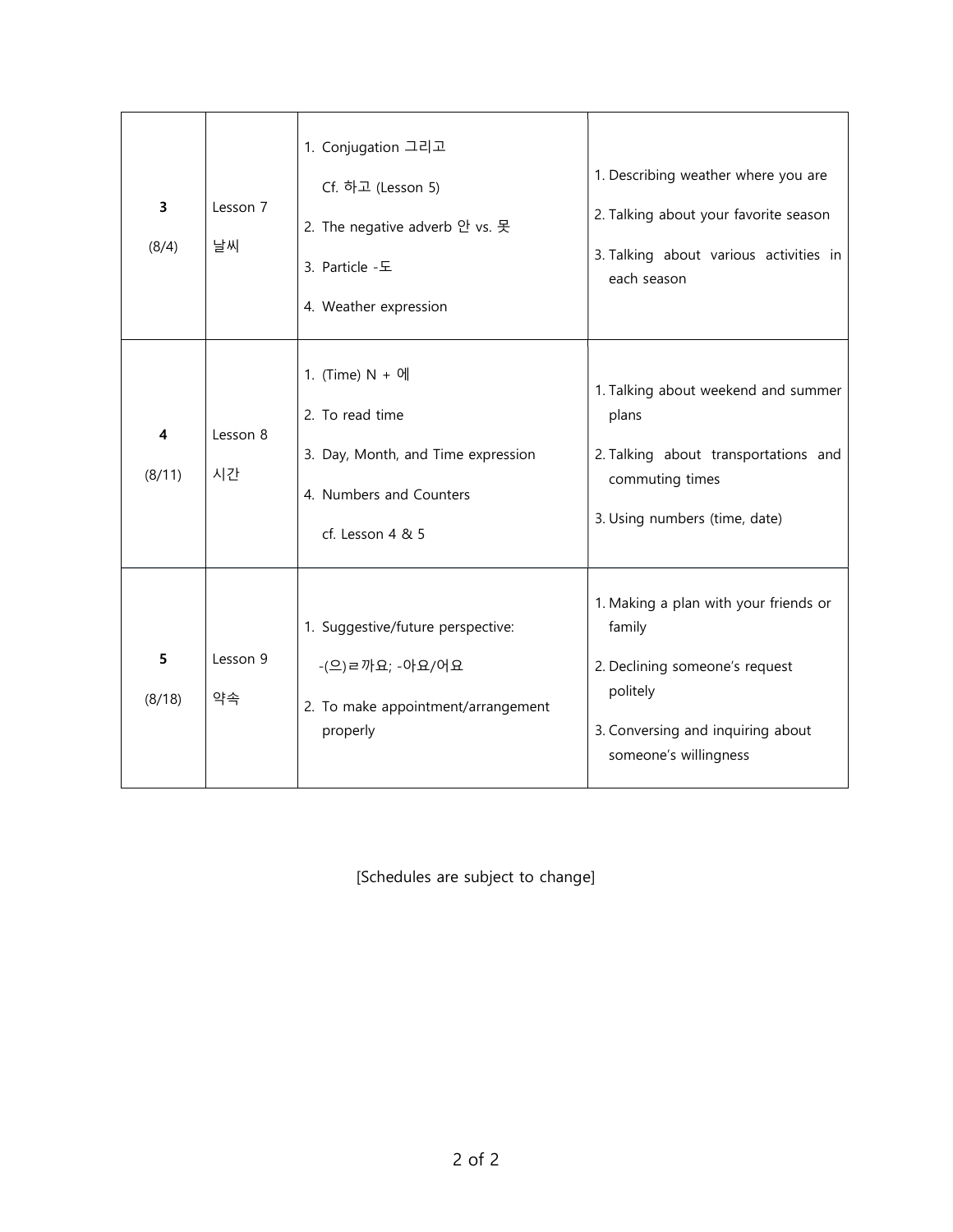| | | | |
|---|---|---|---|
| **3**<br>(8/4) | Lesson 7<br>날씨 | 1. Conjugation 그리고<br>Cf. 하고 (Lesson 5)<br>2. The negative adverb 안 vs. 못<br>3. Particle -도<br>4. Weather expression | 1. Describing weather where you are<br>2. Talking about your favorite season<br>3. Talking about various activities in each season |
| **4**<br>(8/11) | Lesson 8<br>시간 | 1. (Time) N + 에<br>2. To read time<br>3. Day, Month, and Time expression<br>4. Numbers and Counters<br>cf. Lesson 4 & 5 | 1. Talking about weekend and summer plans<br>2. Talking about transportations and commuting times<br>3. Using numbers (time, date) |
| **5**<br>(8/18) | Lesson 9<br>약속 | 1. Suggestive/future perspective:<br>-(으)ㄹ까요; -아요/어요<br>2. To make appointment/arrangement properly | 1. Making a plan with your friends or family<br>2. Declining someone's request politely<br>3. Conversing and inquiring about someone's willingness |

[Schedules are subject to change]